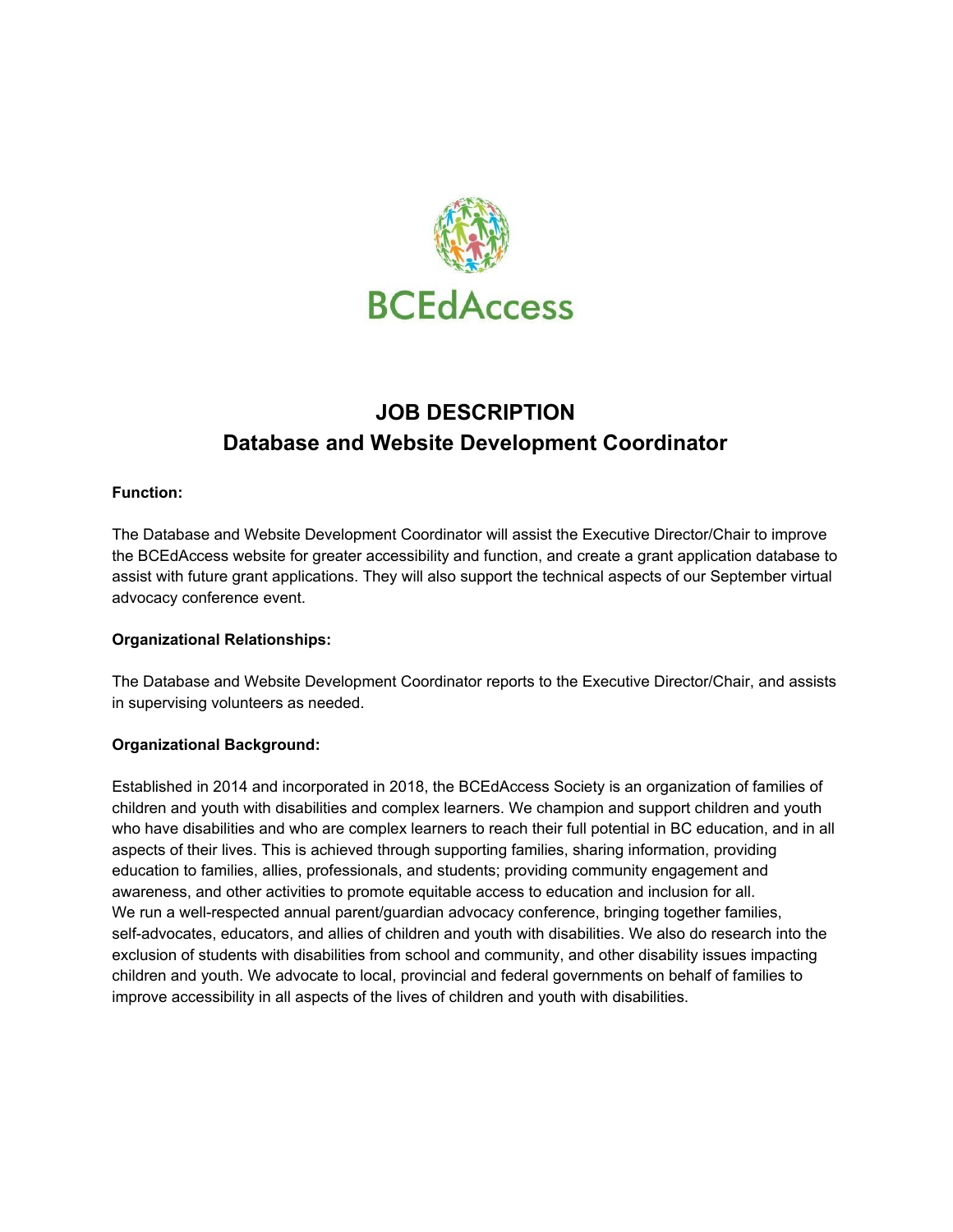BCEdAccess

# JOB DESCRIPTION

## Database and Website Development Coordinator

**Function:**

The Database and Website Development Coordinator will assist the Executive Director/Chair to improve the BCEdAccess website for greater accessibility and function, and create a grant application database to assist with future grant applications. They will also support the technical aspects of our September virtual advocacy conference event.

**Organizational Relationships:**

The Database and Website Development Coordinator reports to the Executive Director/Chair, and assists in supervising volunteers as needed.

**Organizational Background:**

Established in 2014 and incorporated in 2018, the BCEdAccess Society is an organization of families of children and youth with disabilities and complex learners. We champion and support children and youth who have disabilities and who are complex learners to reach their full potential in BC education, and in all aspects of their lives. This is achieved through supporting families, sharing information, providing education to families, allies, professionals, and students; providing community engagement and awareness, and other activities to promote equitable access to education and inclusion for all.
We run a well-respected annual parent/guardian advocacy conference, bringing together families, self-advocates, educators, and allies of children and youth with disabilities. We also do research into the exclusion of students with disabilities from school and community, and other disability issues impacting children and youth. We advocate to local, provincial and federal governments on behalf of families to improve accessibility in all aspects of the lives of children and youth with disabilities.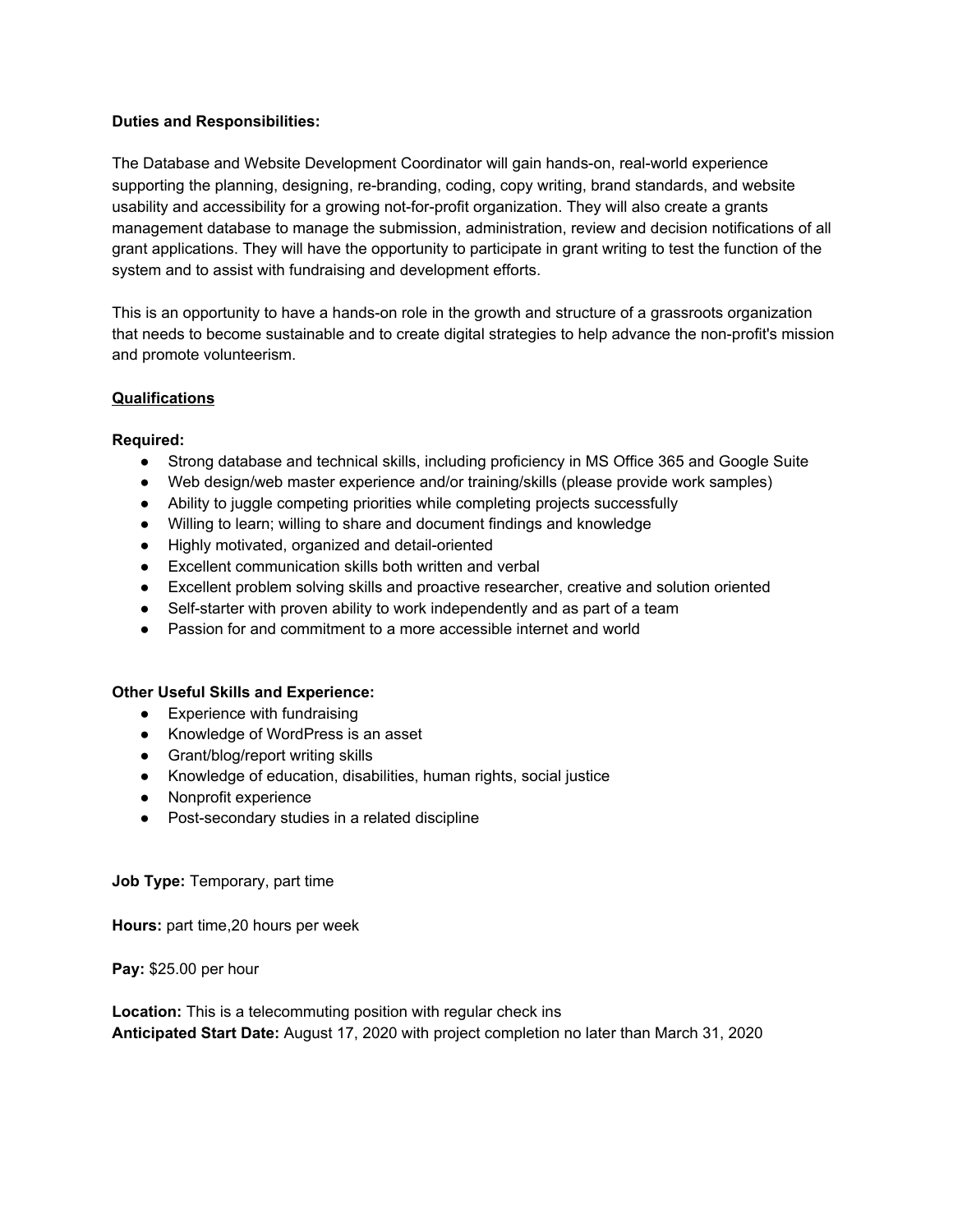**Duties and Responsibilities:**

The Database and Website Development Coordinator will gain hands-on, real-world experience supporting the planning, designing, re-branding, coding, copy writing, brand standards, and website usability and accessibility for a growing not-for-profit organization. They will also create a grants management database to manage the submission, administration, review and decision notifications of all grant applications. They will have the opportunity to participate in grant writing to test the function of the system and to assist with fundraising and development efforts.

This is an opportunity to have a hands-on role in the growth and structure of a grassroots organization that needs to become sustainable and to create digital strategies to help advance the non-profit's mission and promote volunteerism.

**Qualifications**

**Required:**

- Strong database and technical skills, including proficiency in MS Office 365 and Google Suite
- Web design/web master experience and/or training/skills (please provide work samples)
- Ability to juggle competing priorities while completing projects successfully
- Willing to learn; willing to share and document findings and knowledge
- Highly motivated, organized and detail-oriented
- Excellent communication skills both written and verbal
- Excellent problem solving skills and proactive researcher, creative and solution oriented
- Self-starter with proven ability to work independently and as part of a team
- Passion for and commitment to a more accessible internet and world

**Other Useful Skills and Experience:**

- Experience with fundraising
- Knowledge of WordPress is an asset
- Grant/blog/report writing skills
- Knowledge of education, disabilities, human rights, social justice
- Nonprofit experience
- Post-secondary studies in a related discipline

**Job Type:** Temporary, part time

**Hours:** part time,20 hours per week

**Pay:** $25.00 per hour

**Location:** This is a telecommuting position with regular check ins
**Anticipated Start Date:** August 17, 2020 with project completion no later than March 31, 2020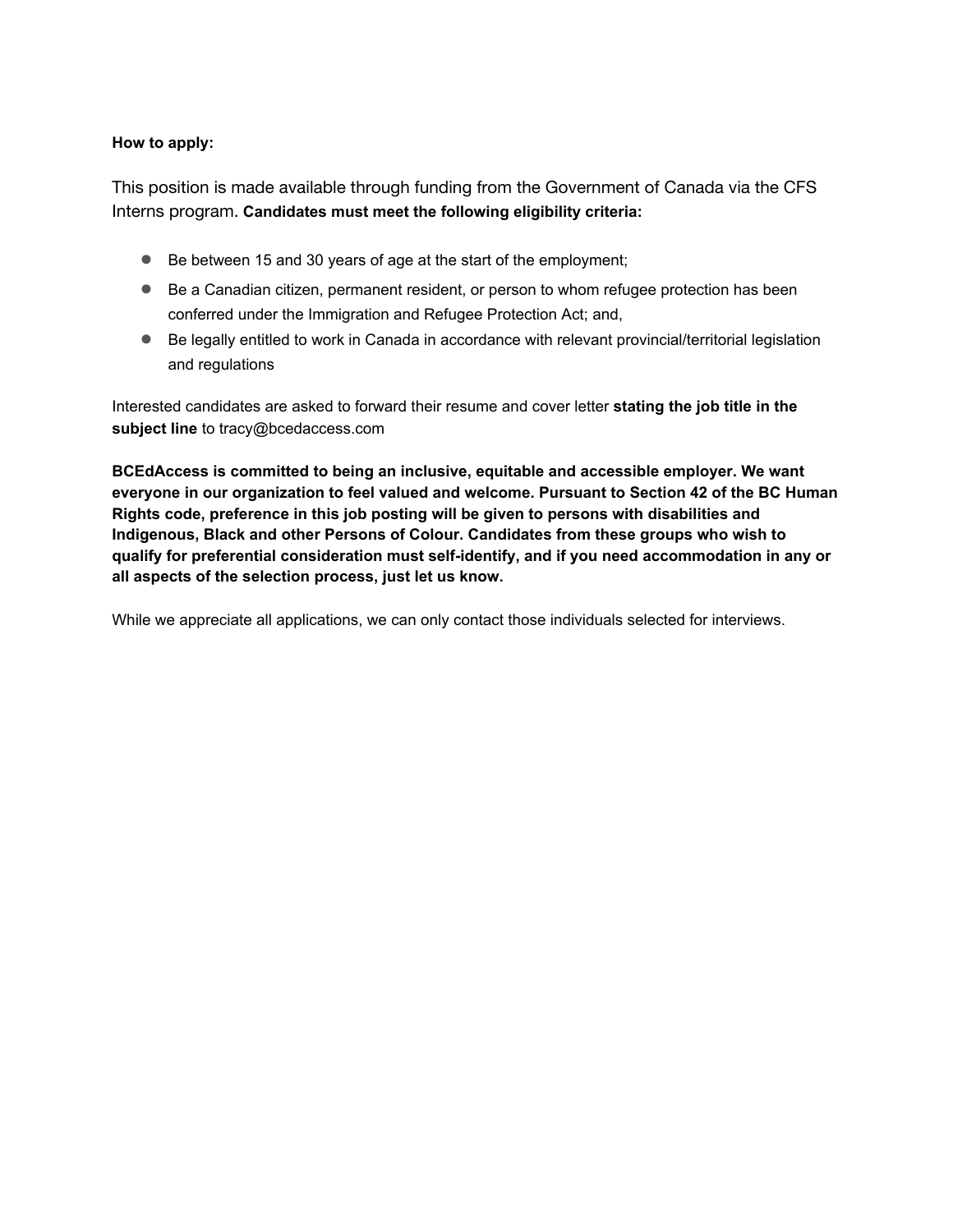**How to apply:**

This position is made available through funding from the Government of Canada via the CFS Interns program. **Candidates must meet the following eligibility criteria:**

- Be between 15 and 30 years of age at the start of the employment;
- Be a Canadian citizen, permanent resident, or person to whom refugee protection has been conferred under the Immigration and Refugee Protection Act; and,
- Be legally entitled to work in Canada in accordance with relevant provincial/territorial legislation and regulations

Interested candidates are asked to forward their resume and cover letter **stating the job title in the subject line** to tracy@bcedaccess.com

**BCEdAccess is committed to being an inclusive, equitable and accessible employer. We want everyone in our organization to feel valued and welcome. Pursuant to Section 42 of the BC Human Rights code, preference in this job posting will be given to persons with disabilities and Indigenous, Black and other Persons of Colour. Candidates from these groups who wish to qualify for preferential consideration must self-identify, and if you need accommodation in any or all aspects of the selection process, just let us know.**

While we appreciate all applications, we can only contact those individuals selected for interviews.